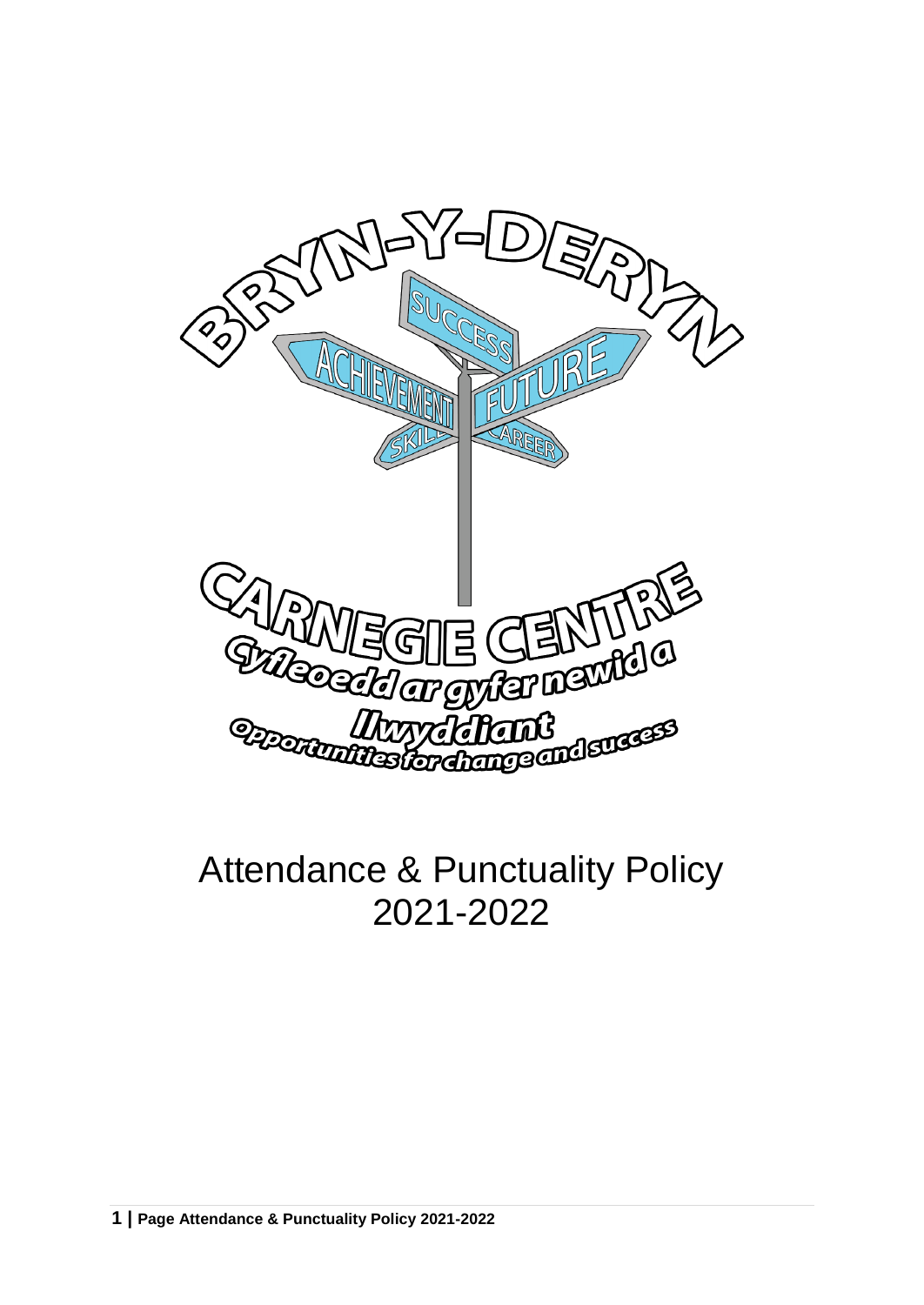BRYN-Y-DERYN

SUCCESS

ACHIEVEMENT

FUTURE

SKILL

CAREER

CARNEGIE CENTRE

Cyfleoedd ar gyfer newid a llwyddiant

Opportunities for change and success

# Attendance & Punctuality Policy 2021-2022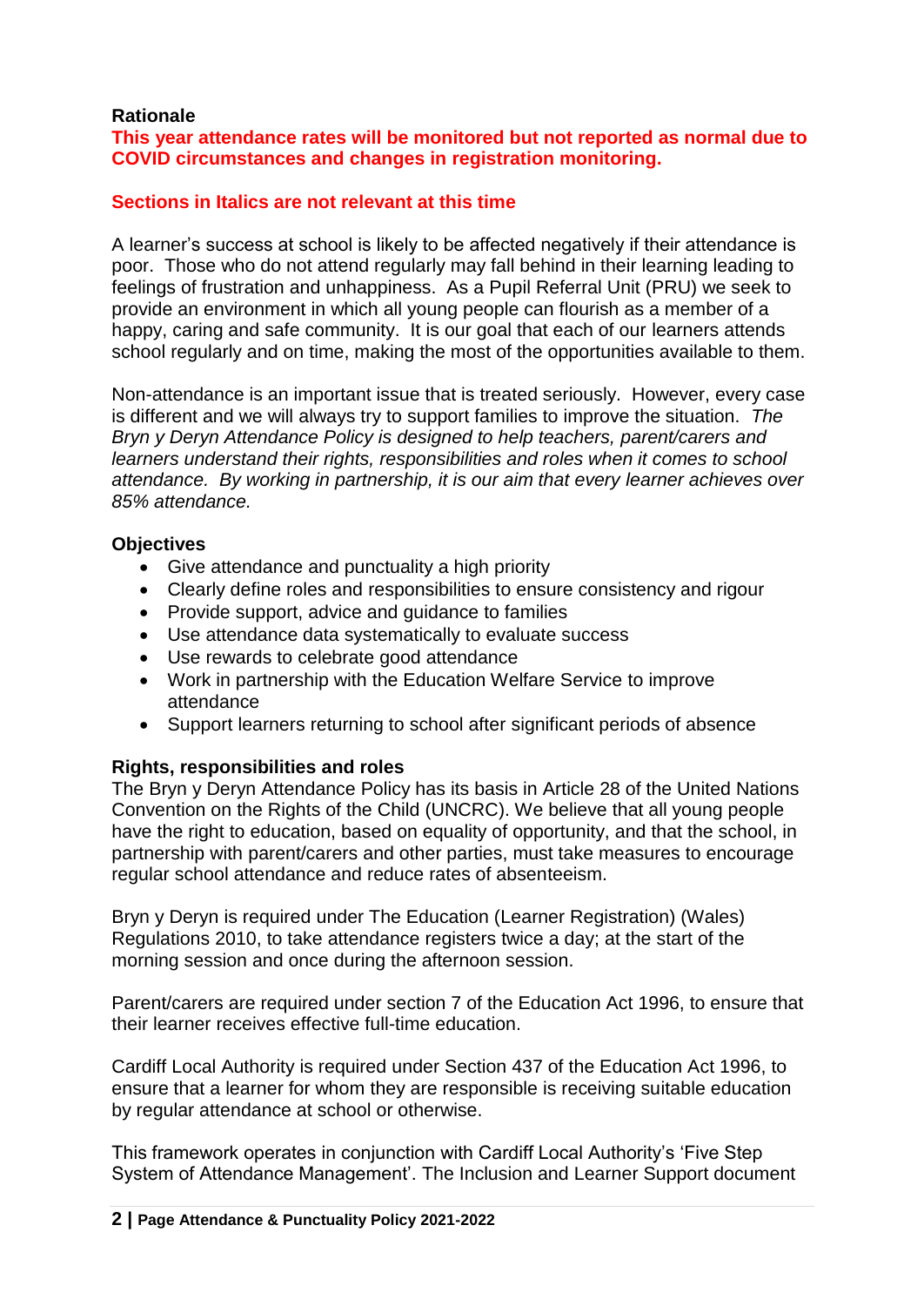## Rationale

**This year attendance rates will be monitored but not reported as normal due to COVID circumstances and changes in registration monitoring.**

**Sections in Italics are not relevant at this time**

A learner's success at school is likely to be affected negatively if their attendance is poor. Those who do not attend regularly may fall behind in their learning leading to feelings of frustration and unhappiness. As a Pupil Referral Unit (PRU) we seek to provide an environment in which all young people can flourish as a member of a happy, caring and safe community. It is our goal that each of our learners attends school regularly and on time, making the most of the opportunities available to them.

Non-attendance is an important issue that is treated seriously. However, every case is different and we will always try to support families to improve the situation. *The Bryn y Deryn Attendance Policy is designed to help teachers, parent/carers and learners understand their rights, responsibilities and roles when it comes to school attendance. By working in partnership, it is our aim that every learner achieves over 85% attendance.*

## Objectives

- Give attendance and punctuality a high priority
- Clearly define roles and responsibilities to ensure consistency and rigour
- Provide support, advice and guidance to families
- Use attendance data systematically to evaluate success
- Use rewards to celebrate good attendance
- Work in partnership with the Education Welfare Service to improve attendance
- Support learners returning to school after significant periods of absence

## Rights, responsibilities and roles

The Bryn y Deryn Attendance Policy has its basis in Article 28 of the United Nations Convention on the Rights of the Child (UNCRC). We believe that all young people have the right to education, based on equality of opportunity, and that the school, in partnership with parent/carers and other parties, must take measures to encourage regular school attendance and reduce rates of absenteeism.

Bryn y Deryn is required under The Education (Learner Registration) (Wales) Regulations 2010, to take attendance registers twice a day; at the start of the morning session and once during the afternoon session.

Parent/carers are required under section 7 of the Education Act 1996, to ensure that their learner receives effective full-time education.

Cardiff Local Authority is required under Section 437 of the Education Act 1996, to ensure that a learner for whom they are responsible is receiving suitable education by regular attendance at school or otherwise.

This framework operates in conjunction with Cardiff Local Authority's 'Five Step System of Attendance Management'. The Inclusion and Learner Support document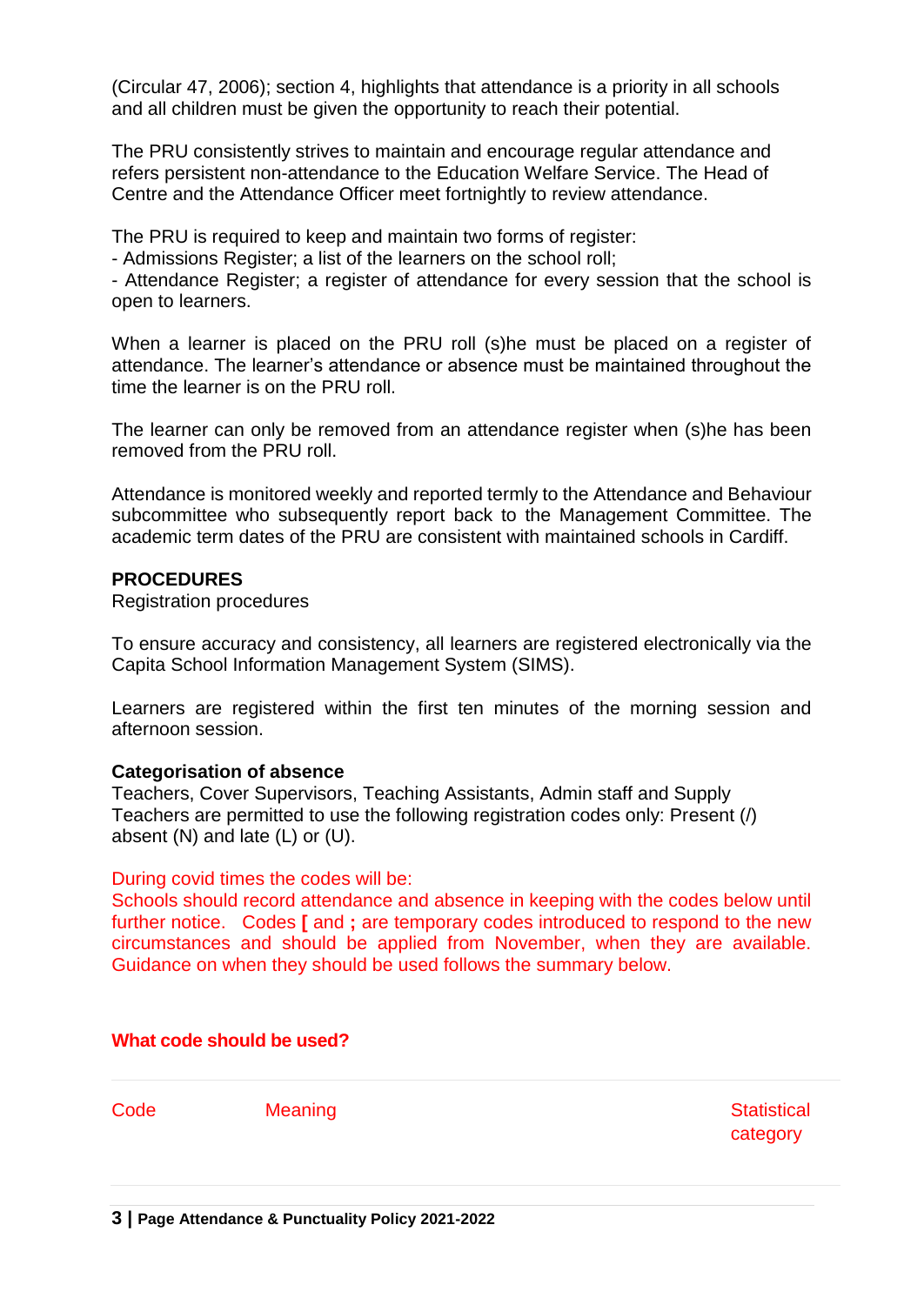(Circular 47, 2006); section 4, highlights that attendance is a priority in all schools and all children must be given the opportunity to reach their potential.

The PRU consistently strives to maintain and encourage regular attendance and refers persistent non-attendance to the Education Welfare Service. The Head of Centre and the Attendance Officer meet fortnightly to review attendance.

The PRU is required to keep and maintain two forms of register:

- Admissions Register; a list of the learners on the school roll;
- Attendance Register; a register of attendance for every session that the school is open to learners.

When a learner is placed on the PRU roll (s)he must be placed on a register of attendance. The learner's attendance or absence must be maintained throughout the time the learner is on the PRU roll.

The learner can only be removed from an attendance register when (s)he has been removed from the PRU roll.

Attendance is monitored weekly and reported termly to the Attendance and Behaviour subcommittee who subsequently report back to the Management Committee. The academic term dates of the PRU are consistent with maintained schools in Cardiff.

**PROCEDURES**

Registration procedures

To ensure accuracy and consistency, all learners are registered electronically via the Capita School Information Management System (SIMS).

Learners are registered within the first ten minutes of the morning session and afternoon session.

**Categorisation of absence**

Teachers, Cover Supervisors, Teaching Assistants, Admin staff and Supply Teachers are permitted to use the following registration codes only: Present (/) absent (N) and late (L) or (U).

During covid times the codes will be:

Schools should record attendance and absence in keeping with the codes below until further notice. Codes **[** and **;** are temporary codes introduced to respond to the new circumstances and should be applied from November, when they are available. Guidance on when they should be used follows the summary below.

**What code should be used?**

| Code | Meaning | Statistical category |
|---|---|---|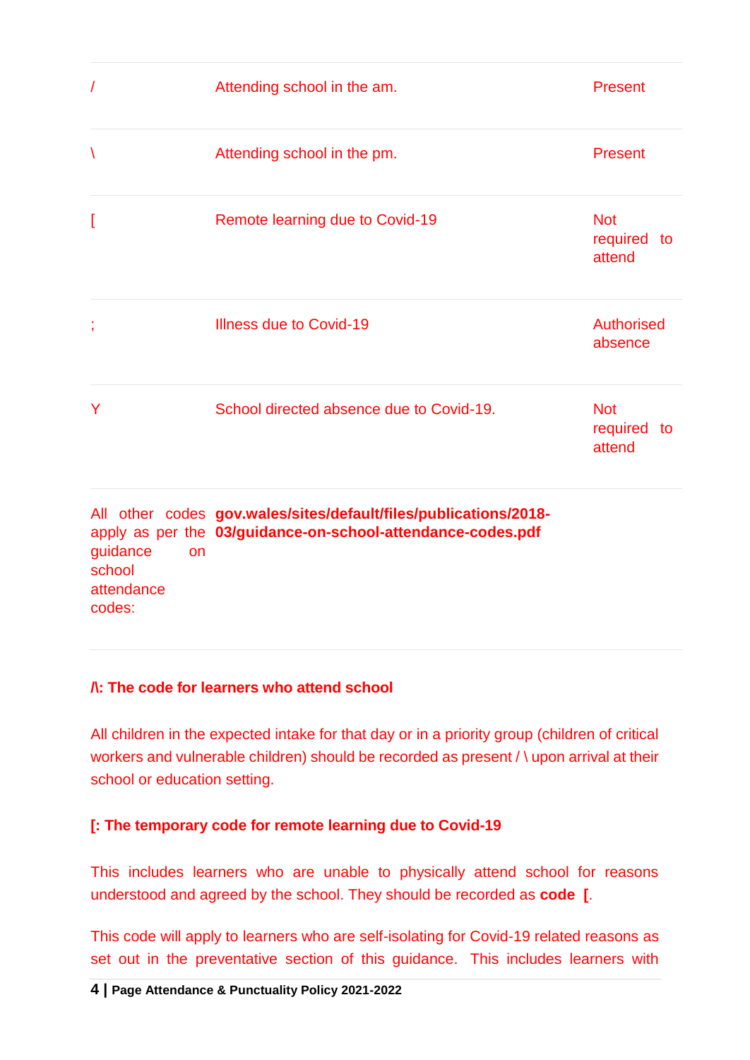| | | |
|---|---|---|
| / | Attending school in the am. | Present |
| \ | Attending school in the pm. | Present |
| [ | Remote learning due to Covid-19 | Not required to attend |
| ; | Illness due to Covid-19 | Authorised absence |
| Y | School directed absence due to Covid-19. | Not required to attend |
| All other codes apply as per the guidance on school attendance codes: | **gov.wales/sites/default/files/publications/2018-03/guidance-on-school-attendance-codes.pdf** | |

**/\: The code for learners who attend school**

All children in the expected intake for that day or in a priority group (children of critical workers and vulnerable children) should be recorded as present / \ upon arrival at their school or education setting.

**[: The temporary code for remote learning due to Covid-19**

This includes learners who are unable to physically attend school for reasons understood and agreed by the school. They should be recorded as **code [**.

This code will apply to learners who are self-isolating for Covid-19 related reasons as set out in the preventative section of this guidance. This includes learners with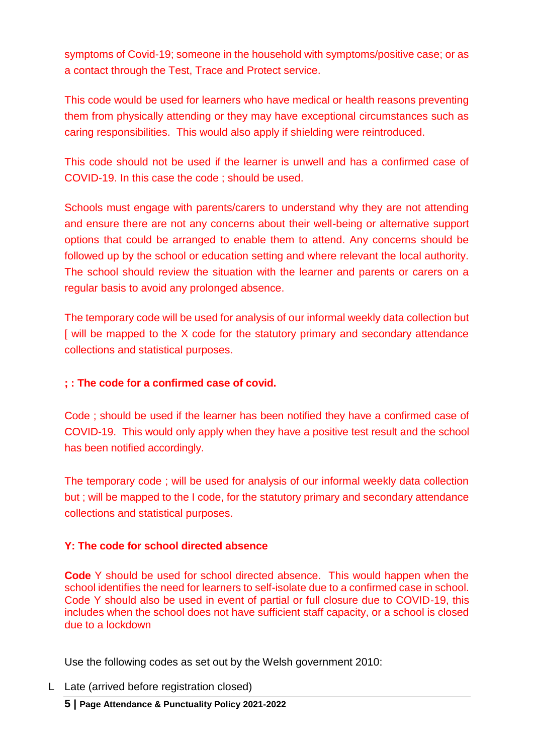symptoms of Covid-19; someone in the household with symptoms/positive case; or as a contact through the Test, Trace and Protect service.

This code would be used for learners who have medical or health reasons preventing them from physically attending or they may have exceptional circumstances such as caring responsibilities. This would also apply if shielding were reintroduced.

This code should not be used if the learner is unwell and has a confirmed case of COVID-19. In this case the code ; should be used.

Schools must engage with parents/carers to understand why they are not attending and ensure there are not any concerns about their well-being or alternative support options that could be arranged to enable them to attend. Any concerns should be followed up by the school or education setting and where relevant the local authority. The school should review the situation with the learner and parents or carers on a regular basis to avoid any prolonged absence.

The temporary code will be used for analysis of our informal weekly data collection but [ will be mapped to the X code for the statutory primary and secondary attendance collections and statistical purposes.

**; : The code for a confirmed case of covid.**

Code ; should be used if the learner has been notified they have a confirmed case of COVID-19. This would only apply when they have a positive test result and the school has been notified accordingly.

The temporary code ; will be used for analysis of our informal weekly data collection but ; will be mapped to the I code, for the statutory primary and secondary attendance collections and statistical purposes.

**Y: The code for school directed absence**

**Code** Y should be used for school directed absence. This would happen when the school identifies the need for learners to self-isolate due to a confirmed case in school. Code Y should also be used in event of partial or full closure due to COVID-19, this includes when the school does not have sufficient staff capacity, or a school is closed due to a lockdown

Use the following codes as set out by the Welsh government 2010:

L Late (arrived before registration closed)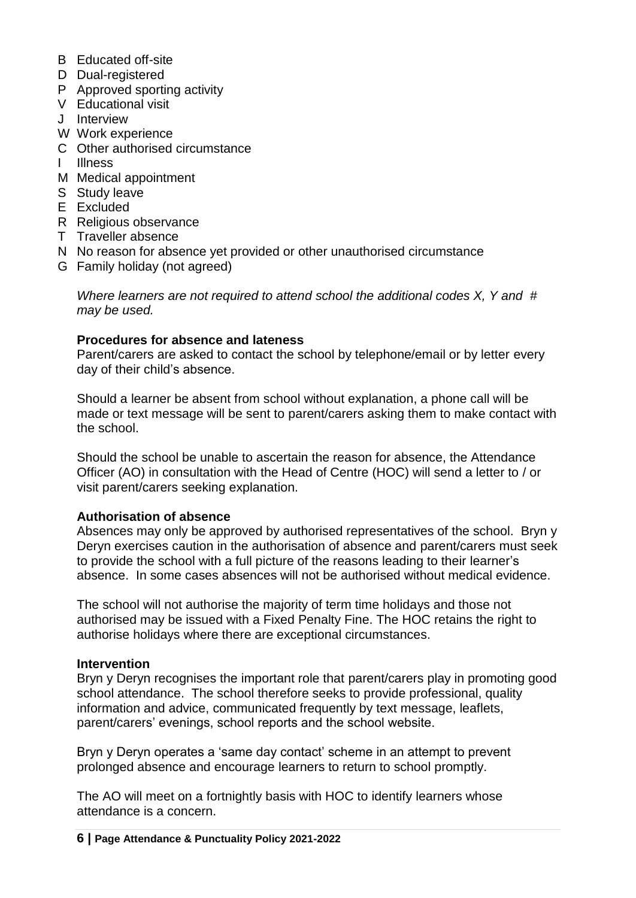- B Educated off-site
- D Dual-registered
- P Approved sporting activity
- V Educational visit
- J Interview
- W Work experience
- C Other authorised circumstance
- I Illness
- M Medical appointment
- S Study leave
- E Excluded
- R Religious observance
- T Traveller absence
- N No reason for absence yet provided or other unauthorised circumstance
- G Family holiday (not agreed)

*Where learners are not required to attend school the additional codes X, Y and # may be used.*

**Procedures for absence and lateness**

Parent/carers are asked to contact the school by telephone/email or by letter every day of their child's absence.

Should a learner be absent from school without explanation, a phone call will be made or text message will be sent to parent/carers asking them to make contact with the school.

Should the school be unable to ascertain the reason for absence, the Attendance Officer (AO) in consultation with the Head of Centre (HOC) will send a letter to / or visit parent/carers seeking explanation.

**Authorisation of absence**

Absences may only be approved by authorised representatives of the school. Bryn y Deryn exercises caution in the authorisation of absence and parent/carers must seek to provide the school with a full picture of the reasons leading to their learner's absence. In some cases absences will not be authorised without medical evidence.

The school will not authorise the majority of term time holidays and those not authorised may be issued with a Fixed Penalty Fine. The HOC retains the right to authorise holidays where there are exceptional circumstances.

**Intervention**

Bryn y Deryn recognises the important role that parent/carers play in promoting good school attendance. The school therefore seeks to provide professional, quality information and advice, communicated frequently by text message, leaflets, parent/carers' evenings, school reports and the school website.

Bryn y Deryn operates a 'same day contact' scheme in an attempt to prevent prolonged absence and encourage learners to return to school promptly.

The AO will meet on a fortnightly basis with HOC to identify learners whose attendance is a concern.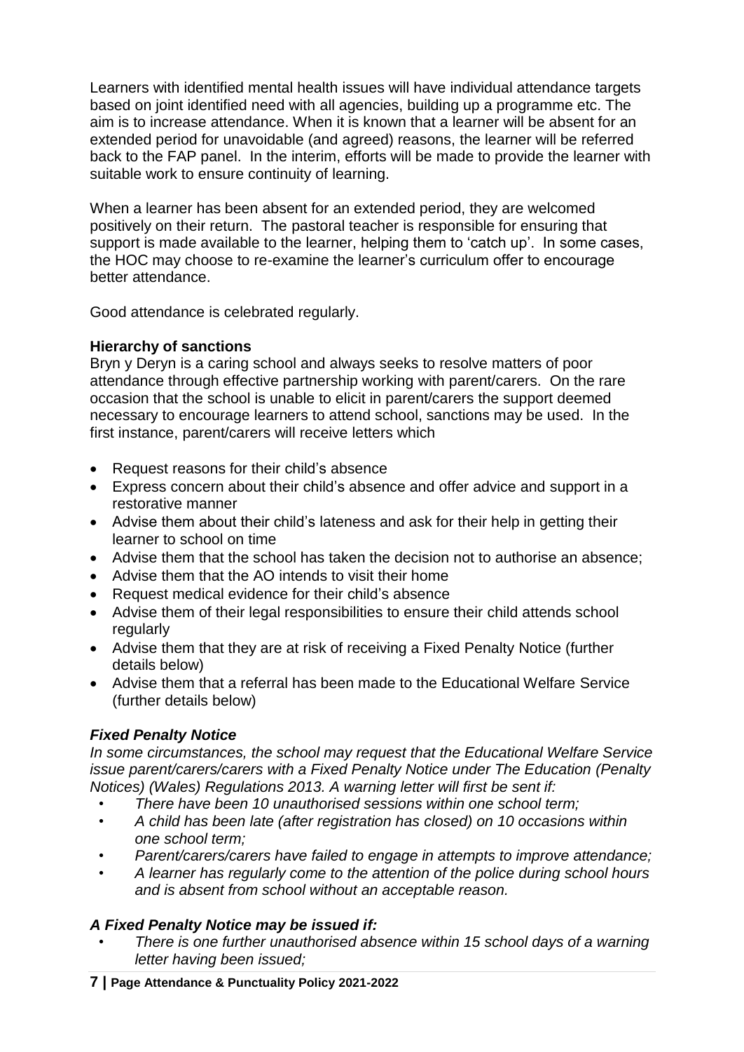Learners with identified mental health issues will have individual attendance targets based on joint identified need with all agencies, building up a programme etc. The aim is to increase attendance. When it is known that a learner will be absent for an extended period for unavoidable (and agreed) reasons, the learner will be referred back to the FAP panel. In the interim, efforts will be made to provide the learner with suitable work to ensure continuity of learning.

When a learner has been absent for an extended period, they are welcomed positively on their return. The pastoral teacher is responsible for ensuring that support is made available to the learner, helping them to 'catch up'. In some cases, the HOC may choose to re-examine the learner's curriculum offer to encourage better attendance.

Good attendance is celebrated regularly.

**Hierarchy of sanctions**

Bryn y Deryn is a caring school and always seeks to resolve matters of poor attendance through effective partnership working with parent/carers. On the rare occasion that the school is unable to elicit in parent/carers the support deemed necessary to encourage learners to attend school, sanctions may be used. In the first instance, parent/carers will receive letters which

- Request reasons for their child's absence
- Express concern about their child's absence and offer advice and support in a restorative manner
- Advise them about their child's lateness and ask for their help in getting their learner to school on time
- Advise them that the school has taken the decision not to authorise an absence;
- Advise them that the AO intends to visit their home
- Request medical evidence for their child's absence
- Advise them of their legal responsibilities to ensure their child attends school regularly
- Advise them that they are at risk of receiving a Fixed Penalty Notice (further details below)
- Advise them that a referral has been made to the Educational Welfare Service (further details below)

***Fixed Penalty Notice***

*In some circumstances, the school may request that the Educational Welfare Service issue parent/carers/carers with a Fixed Penalty Notice under The Education (Penalty Notices) (Wales) Regulations 2013. A warning letter will first be sent if:*

- *There have been 10 unauthorised sessions within one school term;*
- *A child has been late (after registration has closed) on 10 occasions within one school term;*
- *Parent/carers/carers have failed to engage in attempts to improve attendance;*
- *A learner has regularly come to the attention of the police during school hours and is absent from school without an acceptable reason.*

***A Fixed Penalty Notice may be issued if:***

- *There is one further unauthorised absence within 15 school days of a warning letter having been issued;*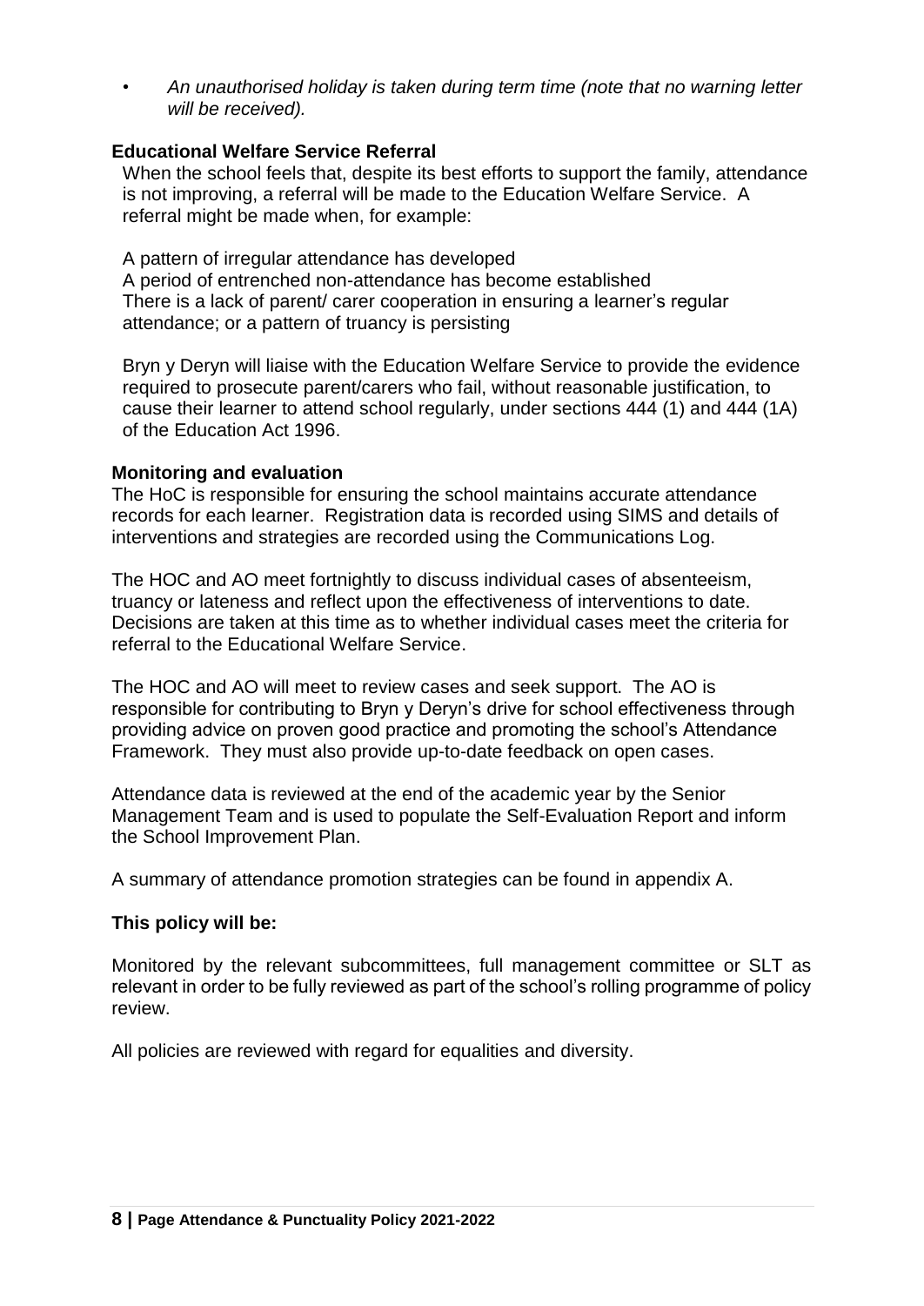- *An unauthorised holiday is taken during term time (note that no warning letter will be received).*

**Educational Welfare Service Referral**

When the school feels that, despite its best efforts to support the family, attendance is not improving, a referral will be made to the Education Welfare Service. A referral might be made when, for example:

A pattern of irregular attendance has developed
A period of entrenched non-attendance has become established
There is a lack of parent/ carer cooperation in ensuring a learner's regular attendance; or a pattern of truancy is persisting

Bryn y Deryn will liaise with the Education Welfare Service to provide the evidence required to prosecute parent/carers who fail, without reasonable justification, to cause their learner to attend school regularly, under sections 444 (1) and 444 (1A) of the Education Act 1996.

**Monitoring and evaluation**

The HoC is responsible for ensuring the school maintains accurate attendance records for each learner. Registration data is recorded using SIMS and details of interventions and strategies are recorded using the Communications Log.

The HOC and AO meet fortnightly to discuss individual cases of absenteeism, truancy or lateness and reflect upon the effectiveness of interventions to date. Decisions are taken at this time as to whether individual cases meet the criteria for referral to the Educational Welfare Service.

The HOC and AO will meet to review cases and seek support. The AO is responsible for contributing to Bryn y Deryn's drive for school effectiveness through providing advice on proven good practice and promoting the school's Attendance Framework. They must also provide up-to-date feedback on open cases.

Attendance data is reviewed at the end of the academic year by the Senior Management Team and is used to populate the Self-Evaluation Report and inform the School Improvement Plan.

A summary of attendance promotion strategies can be found in appendix A.

**This policy will be:**

Monitored by the relevant subcommittees, full management committee or SLT as relevant in order to be fully reviewed as part of the school's rolling programme of policy review.

All policies are reviewed with regard for equalities and diversity.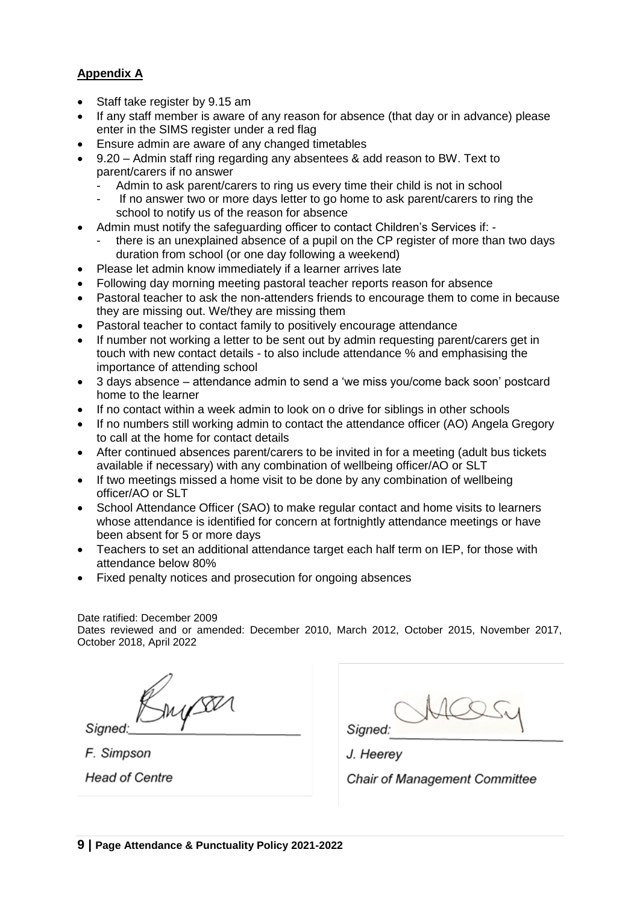## Appendix A

- Staff take register by 9.15 am
- If any staff member is aware of any reason for absence (that day or in advance) please enter in the SIMS register under a red flag
- Ensure admin are aware of any changed timetables
- 9.20 – Admin staff ring regarding any absentees & add reason to BW. Text to parent/carers if no answer
  - Admin to ask parent/carers to ring us every time their child is not in school
  - If no answer two or more days letter to go home to ask parent/carers to ring the school to notify us of the reason for absence
- Admin must notify the safeguarding officer to contact Children's Services if: -
  - there is an unexplained absence of a pupil on the CP register of more than two days duration from school (or one day following a weekend)
- Please let admin know immediately if a learner arrives late
- Following day morning meeting pastoral teacher reports reason for absence
- Pastoral teacher to ask the non-attenders friends to encourage them to come in because they are missing out. We/they are missing them
- Pastoral teacher to contact family to positively encourage attendance
- If number not working a letter to be sent out by admin requesting parent/carers get in touch with new contact details - to also include attendance % and emphasising the importance of attending school
- 3 days absence – attendance admin to send a 'we miss you/come back soon' postcard home to the learner
- If no contact within a week admin to look on o drive for siblings in other schools
- If no numbers still working admin to contact the attendance officer (AO) Angela Gregory to call at the home for contact details
- After continued absences parent/carers to be invited in for a meeting (adult bus tickets available if necessary) with any combination of wellbeing officer/AO or SLT
- If two meetings missed a home visit to be done by any combination of wellbeing officer/AO or SLT
- School Attendance Officer (SAO) to make regular contact and home visits to learners whose attendance is identified for concern at fortnightly attendance meetings or have been absent for 5 or more days
- Teachers to set an additional attendance target each half term on IEP, for those with attendance below 80%
- Fixed penalty notices and prosecution for ongoing absences

Date ratified: December 2009

Dates reviewed and or amended: December 2010, March 2012, October 2015, November 2017, October 2018, April 2022

Signed:

*F. Simpson*

*Head of Centre*

Signed:

*J. Heerey*

*Chair of Management Committee*